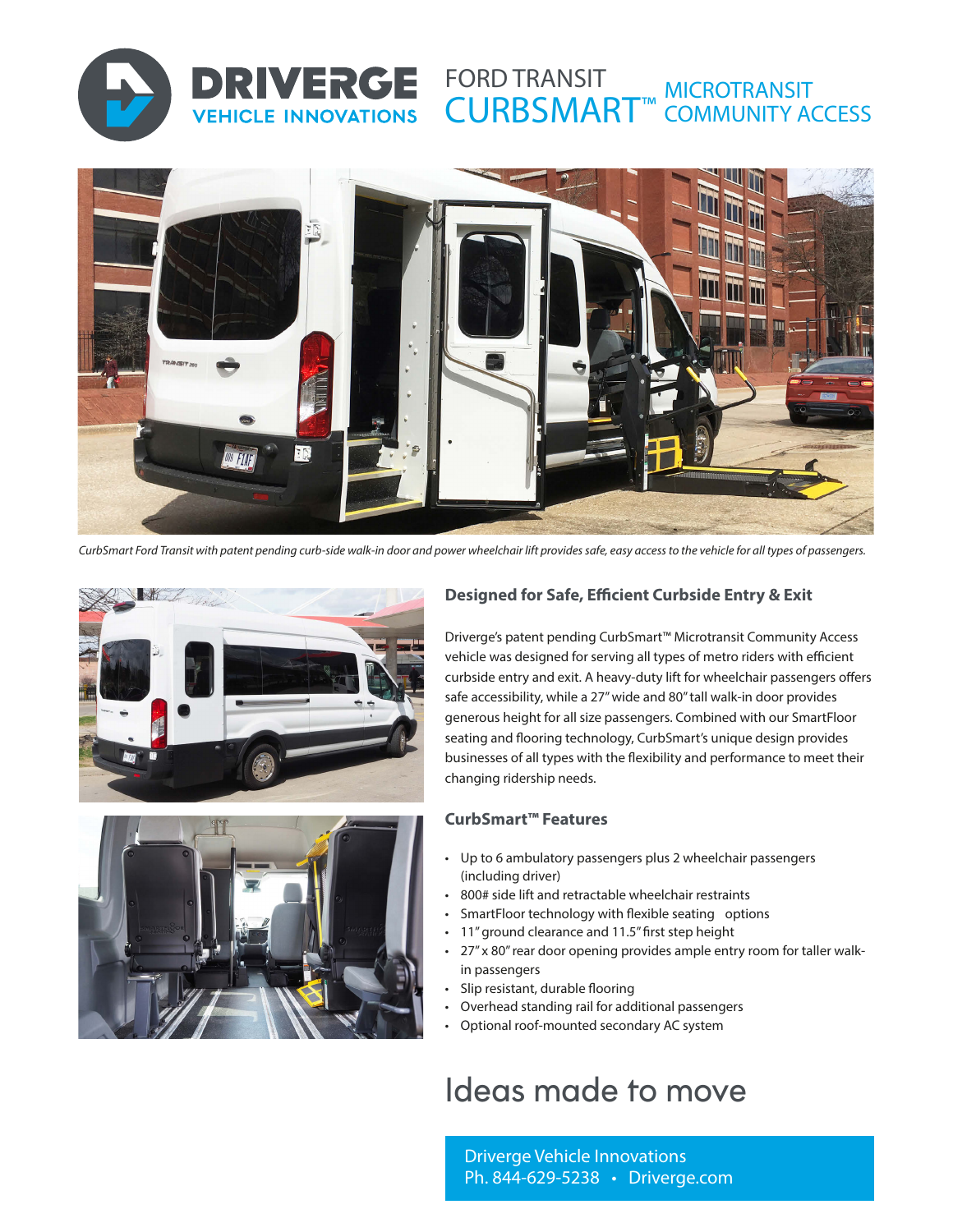# DRIVERGE VEHICLE INNOVATIONS

## FORD TRANSIT CURBSMART™ MICROTRANSIT COMMUNITY ACCESS

*CurbSmart Ford Transit with patent pending curb-side walk-in door and power wheelchair lift provides safe, easy access to the vehicle for all types of passengers.*

### Designed for Safe, Efficient Curbside Entry & Exit

Driverge's patent pending CurbSmart™ Microtransit Community Access vehicle was designed for serving all types of metro riders with efficient curbside entry and exit. A heavy-duty lift for wheelchair passengers offers safe accessibility, while a 27" wide and 80" tall walk-in door provides generous height for all size passengers. Combined with our SmartFloor seating and flooring technology, CurbSmart's unique design provides businesses of all types with the flexibility and performance to meet their changing ridership needs.

### CurbSmart™ Features

- Up to 6 ambulatory passengers plus 2 wheelchair passengers (including driver)
- 800# side lift and retractable wheelchair restraints
- SmartFloor technology with flexible seating options
- 11" ground clearance and 11.5" first step height
- 27" x 80" rear door opening provides ample entry room for taller walk-in passengers
- Slip resistant, durable flooring
- Overhead standing rail for additional passengers
- Optional roof-mounted secondary AC system

## Ideas made to move

Driverge Vehicle Innovations
Ph. 844-629-5238 • Driverge.com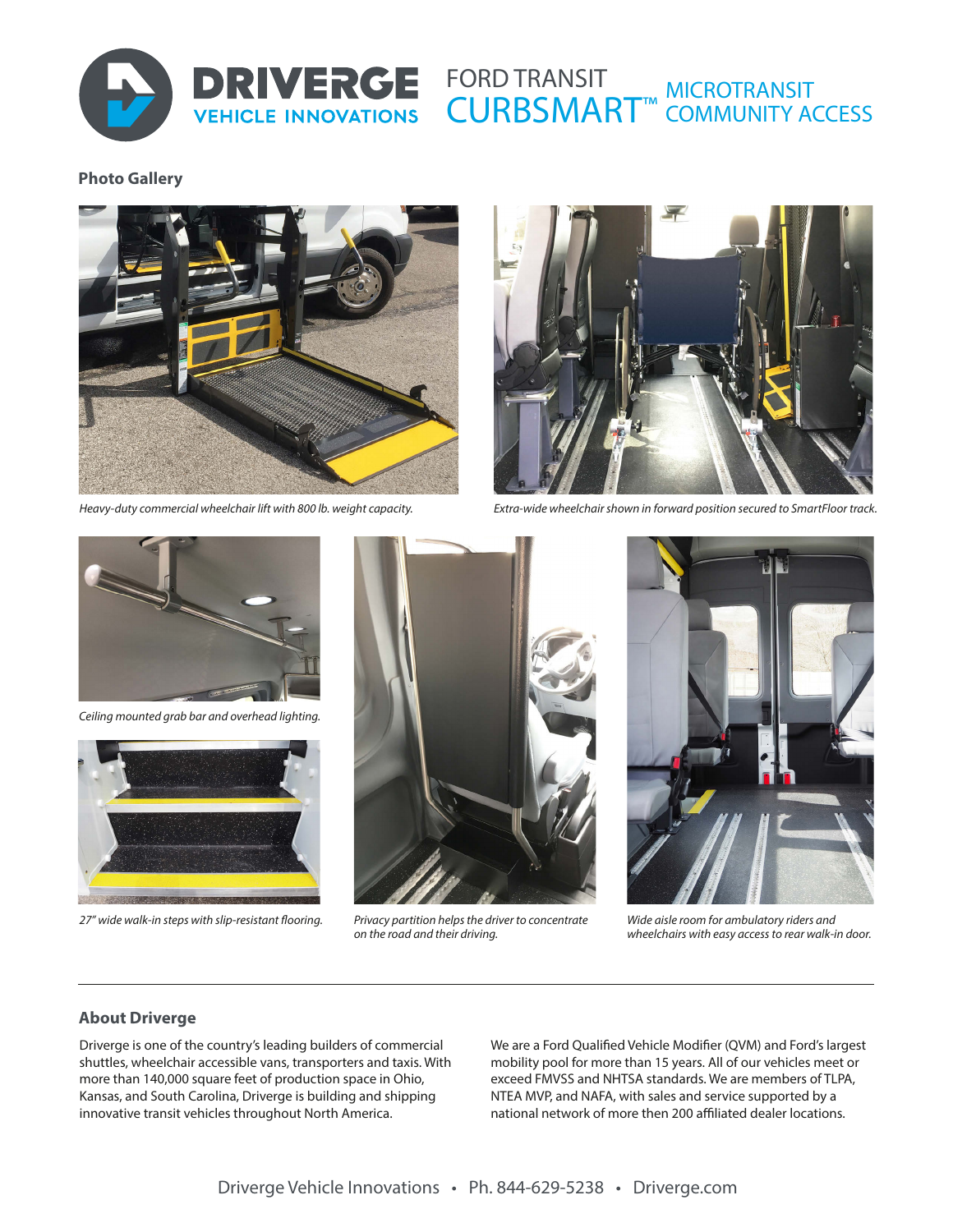# DRIVERGE VEHICLE INNOVATIONS

FORD TRANSIT CURBSMART™ MICROTRANSIT COMMUNITY ACCESS

**Photo Gallery**

*Heavy-duty commercial wheelchair lift with 800 lb. weight capacity.*

*Extra-wide wheelchair shown in forward position secured to SmartFloor track.*

*Ceiling mounted grab bar and overhead lighting.*

*27" wide walk-in steps with slip-resistant flooring.*

*Privacy partition helps the driver to concentrate on the road and their driving.*

*Wide aisle room for ambulatory riders and wheelchairs with easy access to rear walk-in door.*

## About Driverge

Driverge is one of the country's leading builders of commercial shuttles, wheelchair accessible vans, transporters and taxis. With more than 140,000 square feet of production space in Ohio, Kansas, and South Carolina, Driverge is building and shipping innovative transit vehicles throughout North America.

We are a Ford Qualified Vehicle Modifier (QVM) and Ford's largest mobility pool for more than 15 years. All of our vehicles meet or exceed FMVSS and NHTSA standards. We are members of TLPA, NTEA MVP, and NAFA, with sales and service supported by a national network of more then 200 affiliated dealer locations.

Driverge Vehicle Innovations • Ph. 844-629-5238 • Driverge.com